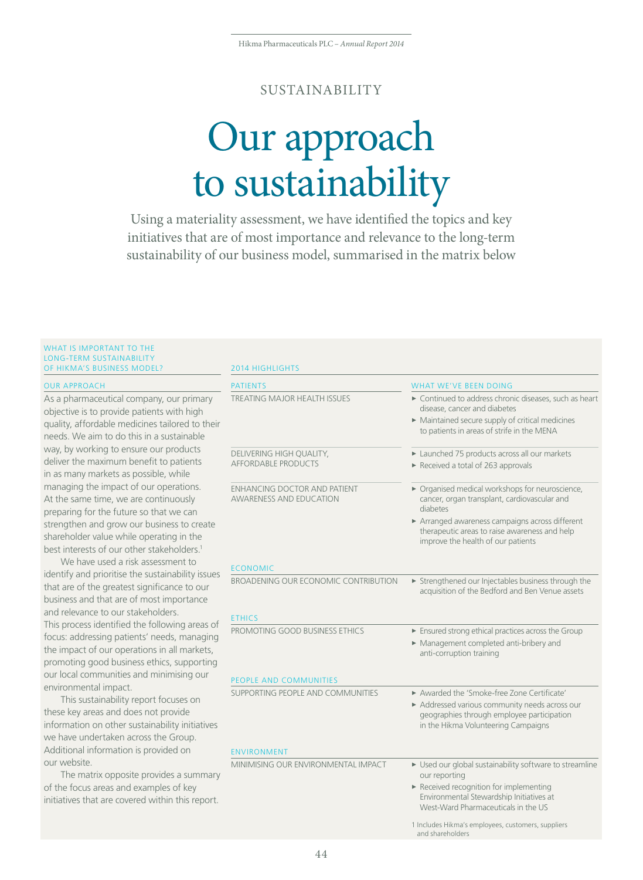SUSTAINABILITY

# Our approach to sustainability

Using a materiality assessment, we have identified the topics and key initiatives that are of most importance and relevance to the long-term sustainability of our business model, summarised in the matrix below

## WHAT IS IMPORTANT TO THE LONG-TERM SUSTAINABILITY OF HIKMA'S BUSINESS MODEL?

### OUR APPROACH

As a pharmaceutical company, our primary objective is to provide patients with high quality, affordable medicines tailored to their needs. We aim to do this in a sustainable way, by working to ensure our products deliver the maximum benefit to patients in as many markets as possible, while managing the impact of our operations. At the same time, we are continuously preparing for the future so that we can strengthen and grow our business to create shareholder value while operating in the best interests of our other stakeholders.[1]

We have used a risk assessment to identify and prioritise the sustainability issues that are of the greatest significance to our business and that are of most importance and relevance to our stakeholders. This process identified the following areas of focus: addressing patients' needs, managing the impact of our operations in all markets, promoting good business ethics, supporting our local communities and minimising our environmental impact.

This sustainability report focuses on these key areas and does not provide information on other sustainability initiatives we have undertaken across the Group. Additional information is provided on our website.

The matrix opposite provides a summary of the focus areas and examples of key initiatives that are covered within this report.

## 2014 HIGHLIGHTS

| 2014 HIGHLIGHTS | WHAT WE'VE BEEN DOING |
|---|---|
| **PATIENTS** | |
| TREATING MAJOR HEALTH ISSUES | ► Continued to address chronic diseases, such as heart disease, cancer and diabetes<br>► Maintained secure supply of critical medicines to patients in areas of strife in the MENA |
| DELIVERING HIGH QUALITY, AFFORDABLE PRODUCTS | ► Launched 75 products across all our markets<br>► Received a total of 263 approvals |
| ENHANCING DOCTOR AND PATIENT AWARENESS AND EDUCATION | ► Organised medical workshops for neuroscience, cancer, organ transplant, cardiovascular and diabetes<br>► Arranged awareness campaigns across different therapeutic areas to raise awareness and help improve the health of our patients |
| **ECONOMIC** | |
| BROADENING OUR ECONOMIC CONTRIBUTION | ► Strengthened our Injectables business through the acquisition of the Bedford and Ben Venue assets |
| **ETHICS** | |
| PROMOTING GOOD BUSINESS ETHICS | ► Ensured strong ethical practices across the Group<br>► Management completed anti-bribery and anti-corruption training |
| **PEOPLE AND COMMUNITIES** | |
| SUPPORTING PEOPLE AND COMMUNITIES | ► Awarded the 'Smoke-free Zone Certificate'<br>► Addressed various community needs across our geographies through employee participation in the Hikma Volunteering Campaigns |
| **ENVIRONMENT** | |
| MINIMISING OUR ENVIRONMENTAL IMPACT | ► Used our global sustainability software to streamline our reporting<br>► Received recognition for implementing Environmental Stewardship Initiatives at West-Ward Pharmaceuticals in the US |

1 Includes Hikma's employees, customers, suppliers and shareholders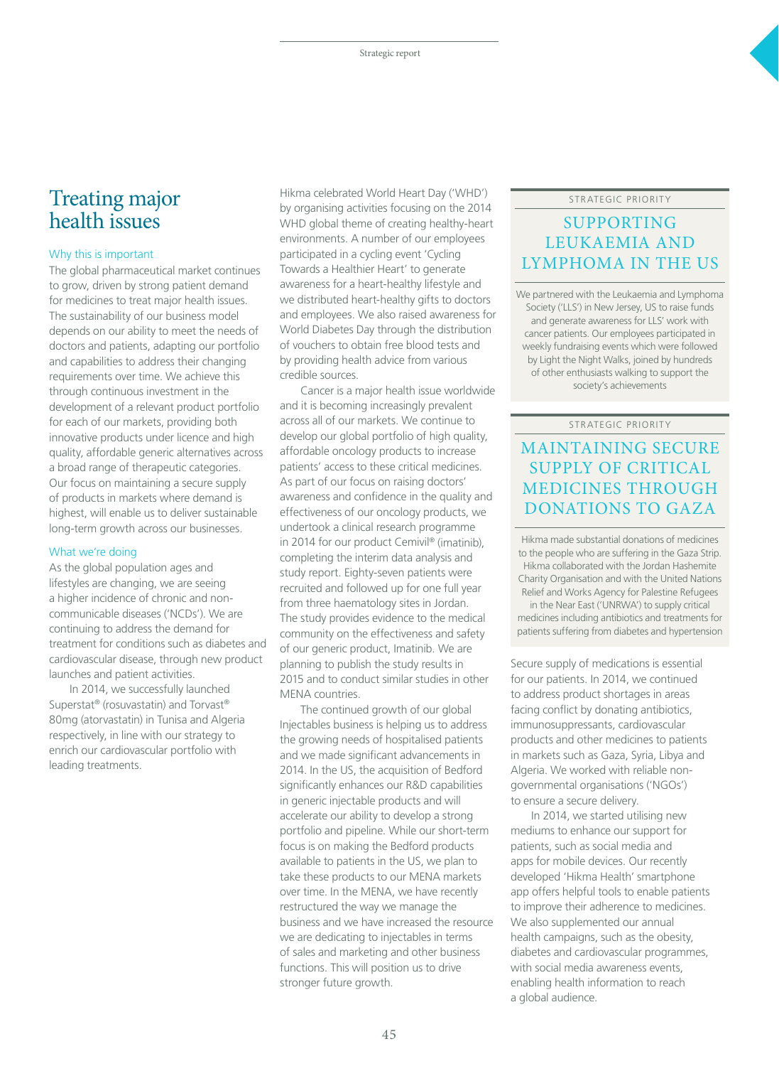# Treating major health issues

### Why this is important

The global pharmaceutical market continues to grow, driven by strong patient demand for medicines to treat major health issues. The sustainability of our business model depends on our ability to meet the needs of doctors and patients, adapting our portfolio and capabilities to address their changing requirements over time. We achieve this through continuous investment in the development of a relevant product portfolio for each of our markets, providing both innovative products under licence and high quality, affordable generic alternatives across a broad range of therapeutic categories. Our focus on maintaining a secure supply of products in markets where demand is highest, will enable us to deliver sustainable long-term growth across our businesses.

### What we're doing

As the global population ages and lifestyles are changing, we are seeing a higher incidence of chronic and non-communicable diseases ('NCDs'). We are continuing to address the demand for treatment for conditions such as diabetes and cardiovascular disease, through new product launches and patient activities.

In 2014, we successfully launched Superstat® (rosuvastatin) and Torvast® 80mg (atorvastatin) in Tunisa and Algeria respectively, in line with our strategy to enrich our cardiovascular portfolio with leading treatments.

Hikma celebrated World Heart Day ('WHD') by organising activities focusing on the 2014 WHD global theme of creating healthy-heart environments. A number of our employees participated in a cycling event 'Cycling Towards a Healthier Heart' to generate awareness for a heart-healthy lifestyle and we distributed heart-healthy gifts to doctors and employees. We also raised awareness for World Diabetes Day through the distribution of vouchers to obtain free blood tests and by providing health advice from various credible sources.

Cancer is a major health issue worldwide and it is becoming increasingly prevalent across all of our markets. We continue to develop our global portfolio of high quality, affordable oncology products to increase patients' access to these critical medicines. As part of our focus on raising doctors' awareness and confidence in the quality and effectiveness of our oncology products, we undertook a clinical research programme in 2014 for our product Cemivil® (imatinib), completing the interim data analysis and study report. Eighty-seven patients were recruited and followed up for one full year from three haematology sites in Jordan. The study provides evidence to the medical community on the effectiveness and safety of our generic product, Imatinib. We are planning to publish the study results in 2015 and to conduct similar studies in other MENA countries.

The continued growth of our global Injectables business is helping us to address the growing needs of hospitalised patients and we made significant advancements in 2014. In the US, the acquisition of Bedford significantly enhances our R&D capabilities in generic injectable products and will accelerate our ability to develop a strong portfolio and pipeline. While our short-term focus is on making the Bedford products available to patients in the US, we plan to take these products to our MENA markets over time. In the MENA, we have recently restructured the way we manage the business and we have increased the resource we are dedicating to injectables in terms of sales and marketing and other business functions. This will position us to drive stronger future growth.

STRATEGIC PRIORITY

## SUPPORTING LEUKAEMIA AND LYMPHOMA IN THE US

We partnered with the Leukaemia and Lymphoma Society ('LLS') in New Jersey, US to raise funds and generate awareness for LLS' work with cancer patients. Our employees participated in weekly fundraising events which were followed by Light the Night Walks, joined by hundreds of other enthusiasts walking to support the society's achievements

STRATEGIC PRIORITY

## MAINTAINING SECURE SUPPLY OF CRITICAL MEDICINES THROUGH DONATIONS TO GAZA

Hikma made substantial donations of medicines to the people who are suffering in the Gaza Strip. Hikma collaborated with the Jordan Hashemite Charity Organisation and with the United Nations Relief and Works Agency for Palestine Refugees in the Near East ('UNRWA') to supply critical medicines including antibiotics and treatments for patients suffering from diabetes and hypertension

Secure supply of medications is essential for our patients. In 2014, we continued to address product shortages in areas facing conflict by donating antibiotics, immunosuppressants, cardiovascular products and other medicines to patients in markets such as Gaza, Syria, Libya and Algeria. We worked with reliable non-governmental organisations ('NGOs') to ensure a secure delivery.

In 2014, we started utilising new mediums to enhance our support for patients, such as social media and apps for mobile devices. Our recently developed 'Hikma Health' smartphone app offers helpful tools to enable patients to improve their adherence to medicines. We also supplemented our annual health campaigns, such as the obesity, diabetes and cardiovascular programmes, with social media awareness events, enabling health information to reach a global audience.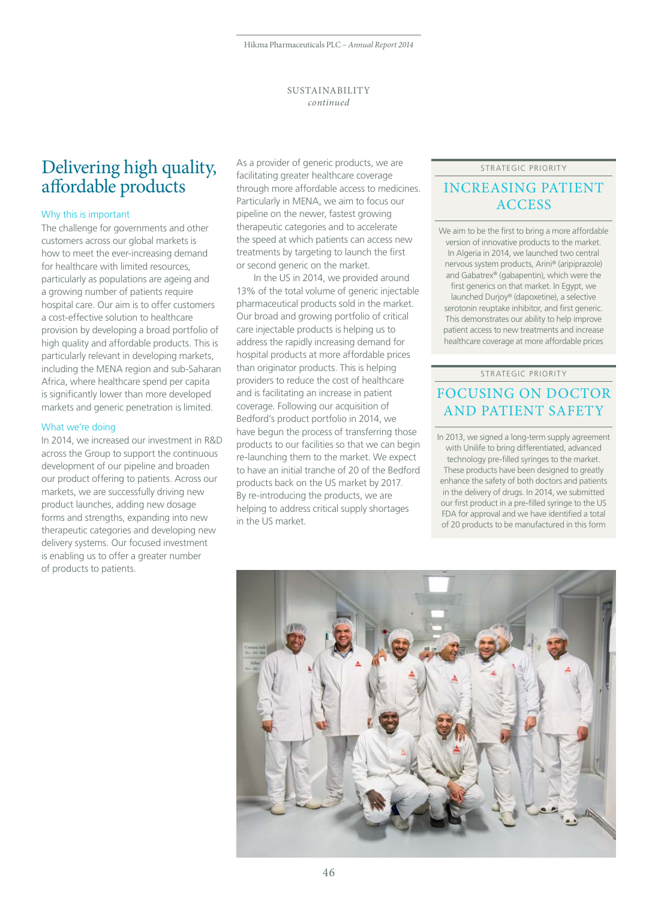SUSTAINABILITY
*continued*

# Delivering high quality, affordable products

### Why this is important

The challenge for governments and other customers across our global markets is how to meet the ever-increasing demand for healthcare with limited resources, particularly as populations are ageing and a growing number of patients require hospital care. Our aim is to offer customers a cost-effective solution to healthcare provision by developing a broad portfolio of high quality and affordable products. This is particularly relevant in developing markets, including the MENA region and sub-Saharan Africa, where healthcare spend per capita is significantly lower than more developed markets and generic penetration is limited.

### What we're doing

In 2014, we increased our investment in R&D across the Group to support the continuous development of our pipeline and broaden our product offering to patients. Across our markets, we are successfully driving new product launches, adding new dosage forms and strengths, expanding into new therapeutic categories and developing new delivery systems. Our focused investment is enabling us to offer a greater number of products to patients.

As a provider of generic products, we are facilitating greater healthcare coverage through more affordable access to medicines. Particularly in MENA, we aim to focus our pipeline on the newer, fastest growing therapeutic categories and to accelerate the speed at which patients can access new treatments by targeting to launch the first or second generic on the market.

In the US in 2014, we provided around 13% of the total volume of generic injectable pharmaceutical products sold in the market. Our broad and growing portfolio of critical care injectable products is helping us to address the rapidly increasing demand for hospital products at more affordable prices than originator products. This is helping providers to reduce the cost of healthcare and is facilitating an increase in patient coverage. Following our acquisition of Bedford's product portfolio in 2014, we have begun the process of transferring those products to our facilities so that we can begin re-launching them to the market. We expect to have an initial tranche of 20 of the Bedford products back on the US market by 2017. By re-introducing the products, we are helping to address critical supply shortages in the US market.

STRATEGIC PRIORITY

## INCREASING PATIENT ACCESS

We aim to be the first to bring a more affordable version of innovative products to the market. In Algeria in 2014, we launched two central nervous system products, Arini® (aripiprazole) and Gabatrex® (gabapentin), which were the first generics on that market. In Egypt, we launched Durjoy® (dapoxetine), a selective serotonin reuptake inhibitor, and first generic. This demonstrates our ability to help improve patient access to new treatments and increase healthcare coverage at more affordable prices

STRATEGIC PRIORITY

## FOCUSING ON DOCTOR AND PATIENT SAFETY

In 2013, we signed a long-term supply agreement with Unilife to bring differentiated, advanced technology pre-filled syringes to the market. These products have been designed to greatly enhance the safety of both doctors and patients in the delivery of drugs. In 2014, we submitted our first product in a pre-filled syringe to the US FDA for approval and we have identified a total of 20 products to be manufactured in this form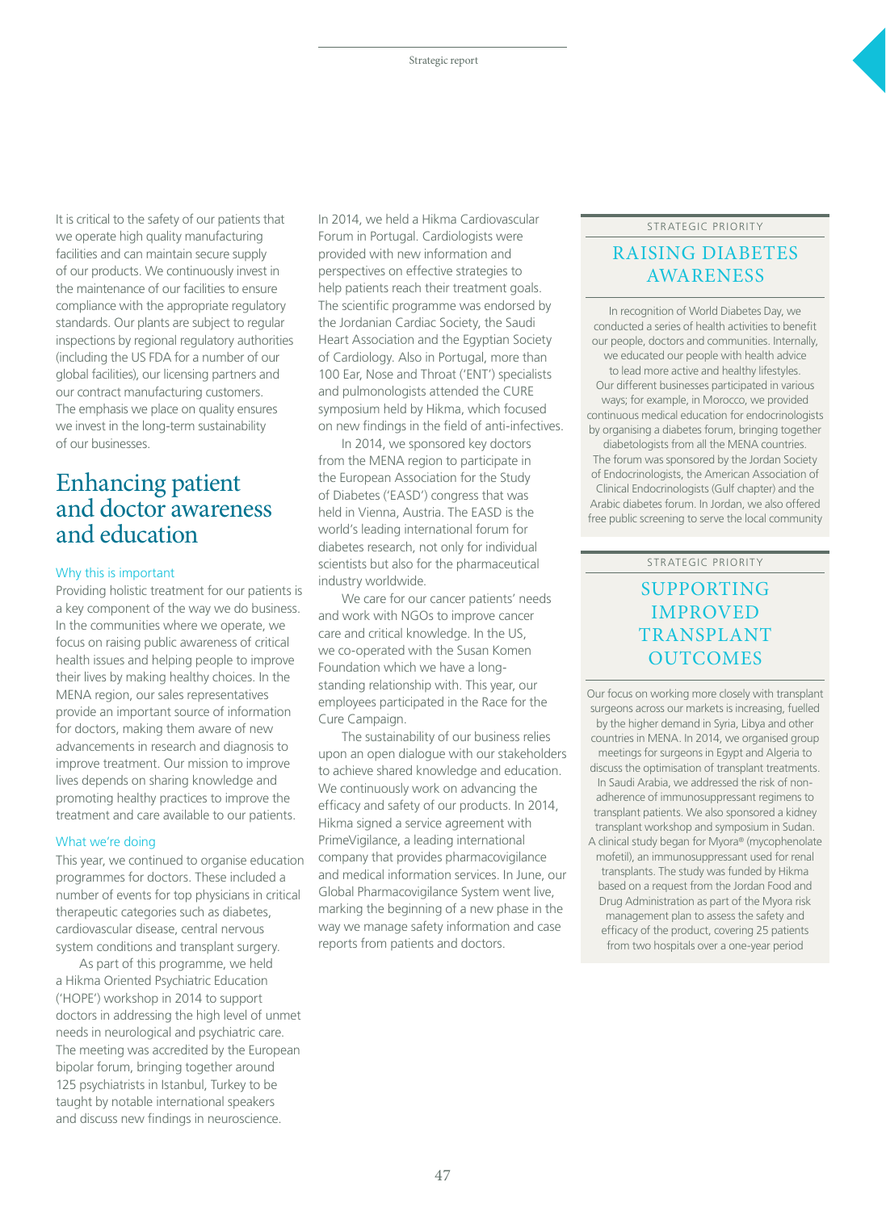It is critical to the safety of our patients that we operate high quality manufacturing facilities and can maintain secure supply of our products. We continuously invest in the maintenance of our facilities to ensure compliance with the appropriate regulatory standards. Our plants are subject to regular inspections by regional regulatory authorities (including the US FDA for a number of our global facilities), our licensing partners and our contract manufacturing customers. The emphasis we place on quality ensures we invest in the long-term sustainability of our businesses.

## Enhancing patient and doctor awareness and education

### Why this is important

Providing holistic treatment for our patients is a key component of the way we do business. In the communities where we operate, we focus on raising public awareness of critical health issues and helping people to improve their lives by making healthy choices. In the MENA region, our sales representatives provide an important source of information for doctors, making them aware of new advancements in research and diagnosis to improve treatment. Our mission to improve lives depends on sharing knowledge and promoting healthy practices to improve the treatment and care available to our patients.

### What we're doing

This year, we continued to organise education programmes for doctors. These included a number of events for top physicians in critical therapeutic categories such as diabetes, cardiovascular disease, central nervous system conditions and transplant surgery.

As part of this programme, we held a Hikma Oriented Psychiatric Education ('HOPE') workshop in 2014 to support doctors in addressing the high level of unmet needs in neurological and psychiatric care. The meeting was accredited by the European bipolar forum, bringing together around 125 psychiatrists in Istanbul, Turkey to be taught by notable international speakers and discuss new findings in neuroscience.

In 2014, we held a Hikma Cardiovascular Forum in Portugal. Cardiologists were provided with new information and perspectives on effective strategies to help patients reach their treatment goals. The scientific programme was endorsed by the Jordanian Cardiac Society, the Saudi Heart Association and the Egyptian Society of Cardiology. Also in Portugal, more than 100 Ear, Nose and Throat ('ENT') specialists and pulmonologists attended the CURE symposium held by Hikma, which focused on new findings in the field of anti-infectives.

In 2014, we sponsored key doctors from the MENA region to participate in the European Association for the Study of Diabetes ('EASD') congress that was held in Vienna, Austria. The EASD is the world's leading international forum for diabetes research, not only for individual scientists but also for the pharmaceutical industry worldwide.

We care for our cancer patients' needs and work with NGOs to improve cancer care and critical knowledge. In the US, we co-operated with the Susan Komen Foundation which we have a long-standing relationship with. This year, our employees participated in the Race for the Cure Campaign.

The sustainability of our business relies upon an open dialogue with our stakeholders to achieve shared knowledge and education. We continuously work on advancing the efficacy and safety of our products. In 2014, Hikma signed a service agreement with PrimeVigilance, a leading international company that provides pharmacovigilance and medical information services. In June, our Global Pharmacovigilance System went live, marking the beginning of a new phase in the way we manage safety information and case reports from patients and doctors.

STRATEGIC PRIORITY

### RAISING DIABETES AWARENESS

In recognition of World Diabetes Day, we conducted a series of health activities to benefit our people, doctors and communities. Internally, we educated our people with health advice to lead more active and healthy lifestyles. Our different businesses participated in various ways; for example, in Morocco, we provided continuous medical education for endocrinologists by organising a diabetes forum, bringing together diabetologists from all the MENA countries. The forum was sponsored by the Jordan Society of Endocrinologists, the American Association of Clinical Endocrinologists (Gulf chapter) and the Arabic diabetes forum. In Jordan, we also offered free public screening to serve the local community

STRATEGIC PRIORITY

### SUPPORTING IMPROVED TRANSPLANT OUTCOMES

Our focus on working more closely with transplant surgeons across our markets is increasing, fuelled by the higher demand in Syria, Libya and other countries in MENA. In 2014, we organised group meetings for surgeons in Egypt and Algeria to discuss the optimisation of transplant treatments. In Saudi Arabia, we addressed the risk of non-adherence of immunosuppressant regimens to transplant patients. We also sponsored a kidney transplant workshop and symposium in Sudan. A clinical study began for Myora® (mycophenolate mofetil), an immunosuppressant used for renal transplants. The study was funded by Hikma based on a request from the Jordan Food and Drug Administration as part of the Myora risk management plan to assess the safety and efficacy of the product, covering 25 patients from two hospitals over a one-year period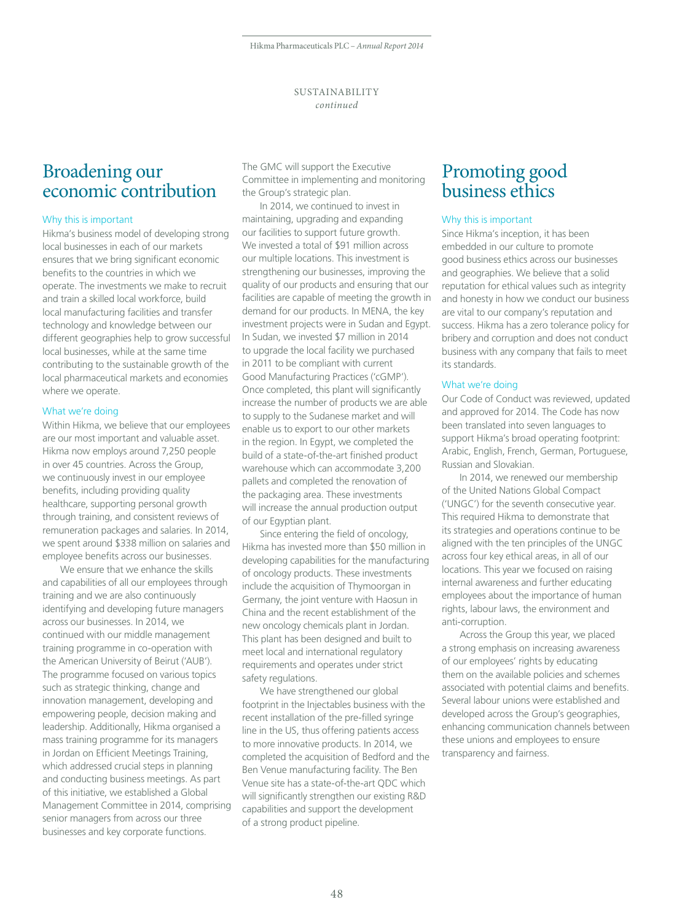# SUSTAINABILITY

*continued*

## Broadening our economic contribution

### Why this is important

Hikma's business model of developing strong local businesses in each of our markets ensures that we bring significant economic benefits to the countries in which we operate. The investments we make to recruit and train a skilled local workforce, build local manufacturing facilities and transfer technology and knowledge between our different geographies help to grow successful local businesses, while at the same time contributing to the sustainable growth of the local pharmaceutical markets and economies where we operate.

### What we're doing

Within Hikma, we believe that our employees are our most important and valuable asset. Hikma now employs around 7,250 people in over 45 countries. Across the Group, we continuously invest in our employee benefits, including providing quality healthcare, supporting personal growth through training, and consistent reviews of remuneration packages and salaries. In 2014, we spent around $338 million on salaries and employee benefits across our businesses.

We ensure that we enhance the skills and capabilities of all our employees through training and we are also continuously identifying and developing future managers across our businesses. In 2014, we continued with our middle management training programme in co-operation with the American University of Beirut ('AUB'). The programme focused on various topics such as strategic thinking, change and innovation management, developing and empowering people, decision making and leadership. Additionally, Hikma organised a mass training programme for its managers in Jordan on Efficient Meetings Training, which addressed crucial steps in planning and conducting business meetings. As part of this initiative, we established a Global Management Committee in 2014, comprising senior managers from across our three businesses and key corporate functions. The GMC will support the Executive Committee in implementing and monitoring the Group's strategic plan.

In 2014, we continued to invest in maintaining, upgrading and expanding our facilities to support future growth. We invested a total of $91 million across our multiple locations. This investment is strengthening our businesses, improving the quality of our products and ensuring that our facilities are capable of meeting the growth in demand for our products. In MENA, the key investment projects were in Sudan and Egypt. In Sudan, we invested $7 million in 2014 to upgrade the local facility we purchased in 2011 to be compliant with current Good Manufacturing Practices ('cGMP'). Once completed, this plant will significantly increase the number of products we are able to supply to the Sudanese market and will enable us to export to our other markets in the region. In Egypt, we completed the build of a state-of-the-art finished product warehouse which can accommodate 3,200 pallets and completed the renovation of the packaging area. These investments will increase the annual production output of our Egyptian plant.

Since entering the field of oncology, Hikma has invested more than $50 million in developing capabilities for the manufacturing of oncology products. These investments include the acquisition of Thymoorgan in Germany, the joint venture with Haosun in China and the recent establishment of the new oncology chemicals plant in Jordan. This plant has been designed and built to meet local and international regulatory requirements and operates under strict safety regulations.

We have strengthened our global footprint in the Injectables business with the recent installation of the pre-filled syringe line in the US, thus offering patients access to more innovative products. In 2014, we completed the acquisition of Bedford and the Ben Venue manufacturing facility. The Ben Venue site has a state-of-the-art QDC which will significantly strengthen our existing R&D capabilities and support the development of a strong product pipeline.

## Promoting good business ethics

### Why this is important

Since Hikma's inception, it has been embedded in our culture to promote good business ethics across our businesses and geographies. We believe that a solid reputation for ethical values such as integrity and honesty in how we conduct our business are vital to our company's reputation and success. Hikma has a zero tolerance policy for bribery and corruption and does not conduct business with any company that fails to meet its standards.

### What we're doing

Our Code of Conduct was reviewed, updated and approved for 2014. The Code has now been translated into seven languages to support Hikma's broad operating footprint: Arabic, English, French, German, Portuguese, Russian and Slovakian.

In 2014, we renewed our membership of the United Nations Global Compact ('UNGC') for the seventh consecutive year. This required Hikma to demonstrate that its strategies and operations continue to be aligned with the ten principles of the UNGC across four key ethical areas, in all of our locations. This year we focused on raising internal awareness and further educating employees about the importance of human rights, labour laws, the environment and anti-corruption.

Across the Group this year, we placed a strong emphasis on increasing awareness of our employees' rights by educating them on the available policies and schemes associated with potential claims and benefits. Several labour unions were established and developed across the Group's geographies, enhancing communication channels between these unions and employees to ensure transparency and fairness.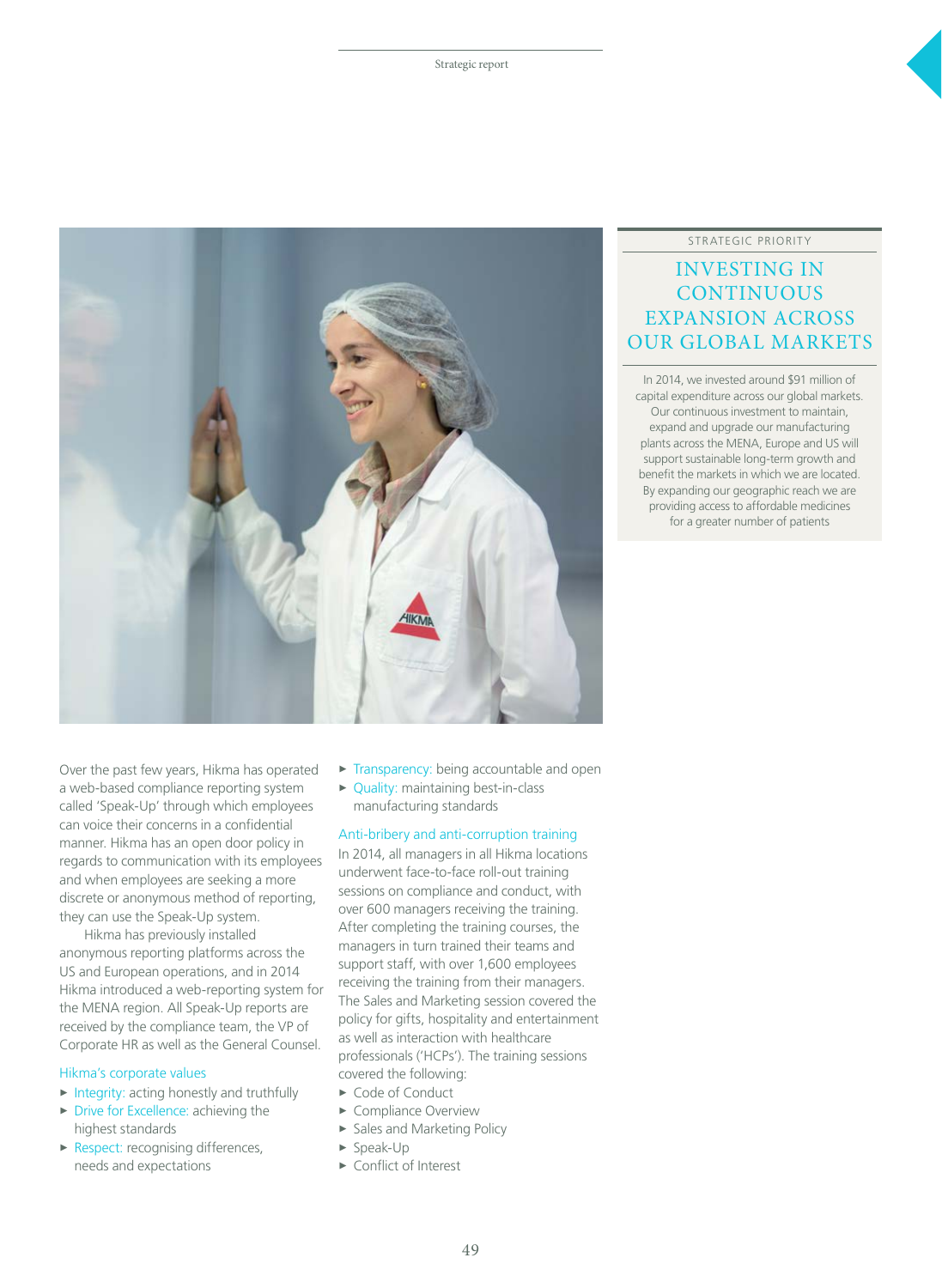## STRATEGIC PRIORITY

# INVESTING IN CONTINUOUS EXPANSION ACROSS OUR GLOBAL MARKETS

In 2014, we invested around $91 million of capital expenditure across our global markets. Our continuous investment to maintain, expand and upgrade our manufacturing plants across the MENA, Europe and US will support sustainable long-term growth and benefit the markets in which we are located. By expanding our geographic reach we are providing access to affordable medicines for a greater number of patients

Over the past few years, Hikma has operated a web-based compliance reporting system called 'Speak-Up' through which employees can voice their concerns in a confidential manner. Hikma has an open door policy in regards to communication with its employees and when employees are seeking a more discrete or anonymous method of reporting, they can use the Speak-Up system.

Hikma has previously installed anonymous reporting platforms across the US and European operations, and in 2014 Hikma introduced a web-reporting system for the MENA region. All Speak-Up reports are received by the compliance team, the VP of Corporate HR as well as the General Counsel.

### Hikma's corporate values

- Integrity: acting honestly and truthfully
- Drive for Excellence: achieving the highest standards
- Respect: recognising differences, needs and expectations
- Transparency: being accountable and open
- Quality: maintaining best-in-class manufacturing standards

### Anti-bribery and anti-corruption training

In 2014, all managers in all Hikma locations underwent face-to-face roll-out training sessions on compliance and conduct, with over 600 managers receiving the training. After completing the training courses, the managers in turn trained their teams and support staff, with over 1,600 employees receiving the training from their managers. The Sales and Marketing session covered the policy for gifts, hospitality and entertainment as well as interaction with healthcare professionals ('HCPs'). The training sessions covered the following:

- Code of Conduct
- Compliance Overview
- Sales and Marketing Policy
- Speak-Up
- Conflict of Interest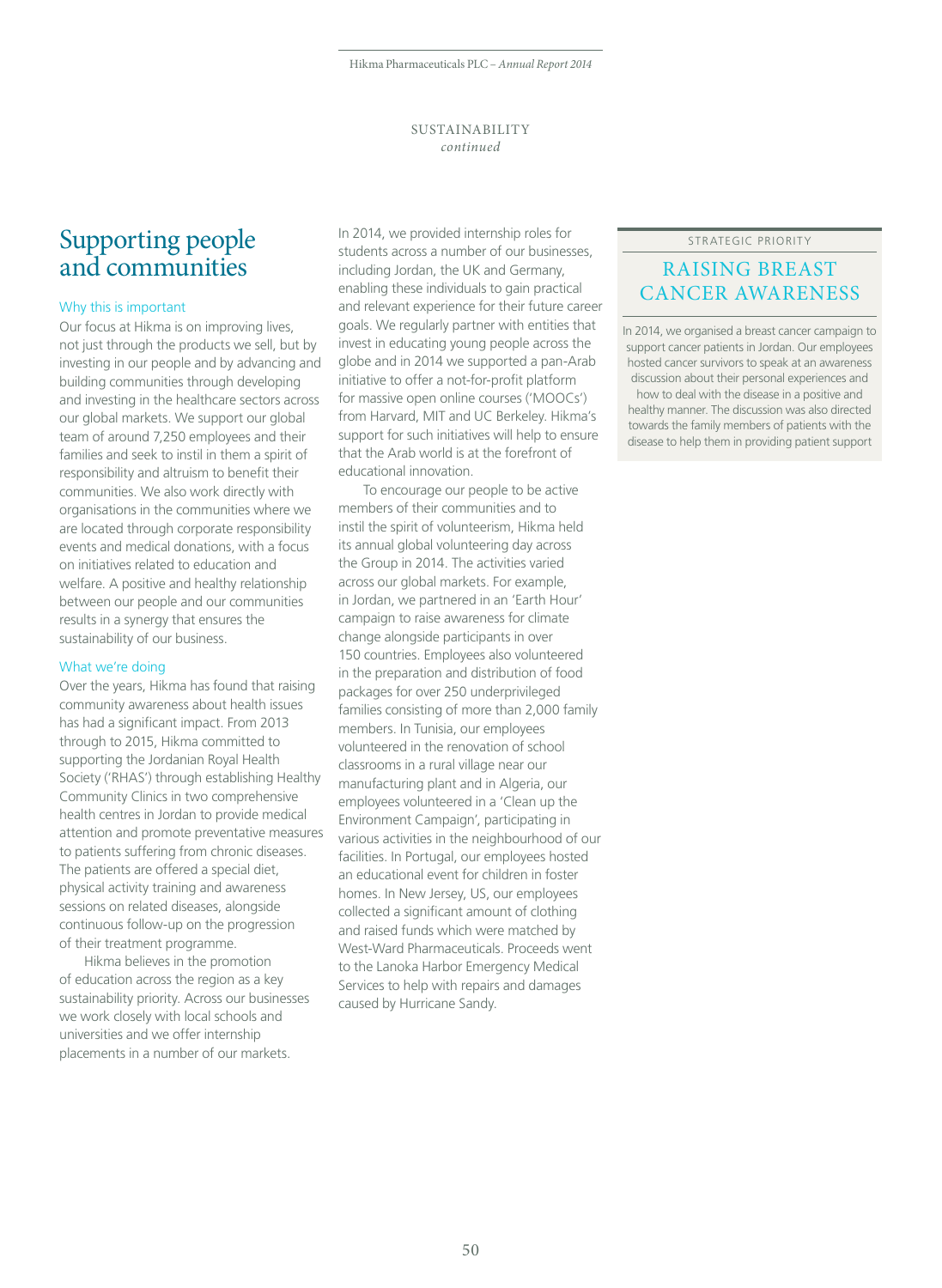SUSTAINABILITY
*continued*

# Supporting people and communities

### Why this is important

Our focus at Hikma is on improving lives, not just through the products we sell, but by investing in our people and by advancing and building communities through developing and investing in the healthcare sectors across our global markets. We support our global team of around 7,250 employees and their families and seek to instil in them a spirit of responsibility and altruism to benefit their communities. We also work directly with organisations in the communities where we are located through corporate responsibility events and medical donations, with a focus on initiatives related to education and welfare. A positive and healthy relationship between our people and our communities results in a synergy that ensures the sustainability of our business.

### What we're doing

Over the years, Hikma has found that raising community awareness about health issues has had a significant impact. From 2013 through to 2015, Hikma committed to supporting the Jordanian Royal Health Society ('RHAS') through establishing Healthy Community Clinics in two comprehensive health centres in Jordan to provide medical attention and promote preventative measures to patients suffering from chronic diseases. The patients are offered a special diet, physical activity training and awareness sessions on related diseases, alongside continuous follow-up on the progression of their treatment programme.

Hikma believes in the promotion of education across the region as a key sustainability priority. Across our businesses we work closely with local schools and universities and we offer internship placements in a number of our markets. In 2014, we provided internship roles for students across a number of our businesses, including Jordan, the UK and Germany, enabling these individuals to gain practical and relevant experience for their future career goals. We regularly partner with entities that invest in educating young people across the globe and in 2014 we supported a pan-Arab initiative to offer a not-for-profit platform for massive open online courses ('MOOCs') from Harvard, MIT and UC Berkeley. Hikma's support for such initiatives will help to ensure that the Arab world is at the forefront of educational innovation.

To encourage our people to be active members of their communities and to instil the spirit of volunteerism, Hikma held its annual global volunteering day across the Group in 2014. The activities varied across our global markets. For example, in Jordan, we partnered in an 'Earth Hour' campaign to raise awareness for climate change alongside participants in over 150 countries. Employees also volunteered in the preparation and distribution of food packages for over 250 underprivileged families consisting of more than 2,000 family members. In Tunisia, our employees volunteered in the renovation of school classrooms in a rural village near our manufacturing plant and in Algeria, our employees volunteered in a 'Clean up the Environment Campaign', participating in various activities in the neighbourhood of our facilities. In Portugal, our employees hosted an educational event for children in foster homes. In New Jersey, US, our employees collected a significant amount of clothing and raised funds which were matched by West-Ward Pharmaceuticals. Proceeds went to the Lanoka Harbor Emergency Medical Services to help with repairs and damages caused by Hurricane Sandy.

STRATEGIC PRIORITY

## RAISING BREAST CANCER AWARENESS

In 2014, we organised a breast cancer campaign to support cancer patients in Jordan. Our employees hosted cancer survivors to speak at an awareness discussion about their personal experiences and how to deal with the disease in a positive and healthy manner. The discussion was also directed towards the family members of patients with the disease to help them in providing patient support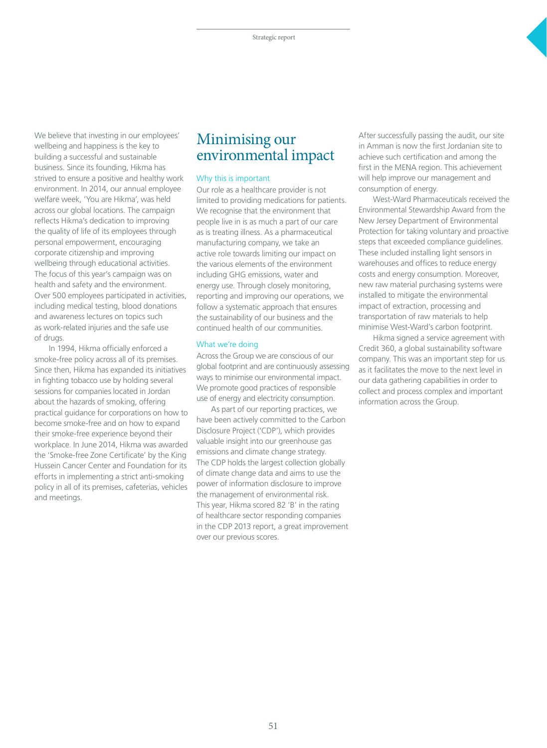We believe that investing in our employees' wellbeing and happiness is the key to building a successful and sustainable business. Since its founding, Hikma has strived to ensure a positive and healthy work environment. In 2014, our annual employee welfare week, 'You are Hikma', was held across our global locations. The campaign reflects Hikma's dedication to improving the quality of life of its employees through personal empowerment, encouraging corporate citizenship and improving wellbeing through educational activities. The focus of this year's campaign was on health and safety and the environment. Over 500 employees participated in activities, including medical testing, blood donations and awareness lectures on topics such as work-related injuries and the safe use of drugs.

In 1994, Hikma officially enforced a smoke-free policy across all of its premises. Since then, Hikma has expanded its initiatives in fighting tobacco use by holding several sessions for companies located in Jordan about the hazards of smoking, offering practical guidance for corporations on how to become smoke-free and on how to expand their smoke-free experience beyond their workplace. In June 2014, Hikma was awarded the 'Smoke-free Zone Certificate' by the King Hussein Cancer Center and Foundation for its efforts in implementing a strict anti-smoking policy in all of its premises, cafeterias, vehicles and meetings.

# Minimising our environmental impact

### Why this is important

Our role as a healthcare provider is not limited to providing medications for patients. We recognise that the environment that people live in is as much a part of our care as is treating illness. As a pharmaceutical manufacturing company, we take an active role towards limiting our impact on the various elements of the environment including GHG emissions, water and energy use. Through closely monitoring, reporting and improving our operations, we follow a systematic approach that ensures the sustainability of our business and the continued health of our communities.

### What we're doing

Across the Group we are conscious of our global footprint and are continuously assessing ways to minimise our environmental impact. We promote good practices of responsible use of energy and electricity consumption.

As part of our reporting practices, we have been actively committed to the Carbon Disclosure Project ('CDP'), which provides valuable insight into our greenhouse gas emissions and climate change strategy. The CDP holds the largest collection globally of climate change data and aims to use the power of information disclosure to improve the management of environmental risk. This year, Hikma scored 82 'B' in the rating of healthcare sector responding companies in the CDP 2013 report, a great improvement over our previous scores.

After successfully passing the audit, our site in Amman is now the first Jordanian site to achieve such certification and among the first in the MENA region. This achievement will help improve our management and consumption of energy.

West-Ward Pharmaceuticals received the Environmental Stewardship Award from the New Jersey Department of Environmental Protection for taking voluntary and proactive steps that exceeded compliance guidelines. These included installing light sensors in warehouses and offices to reduce energy costs and energy consumption. Moreover, new raw material purchasing systems were installed to mitigate the environmental impact of extraction, processing and transportation of raw materials to help minimise West-Ward's carbon footprint.

Hikma signed a service agreement with Credit 360, a global sustainability software company. This was an important step for us as it facilitates the move to the next level in our data gathering capabilities in order to collect and process complex and important information across the Group.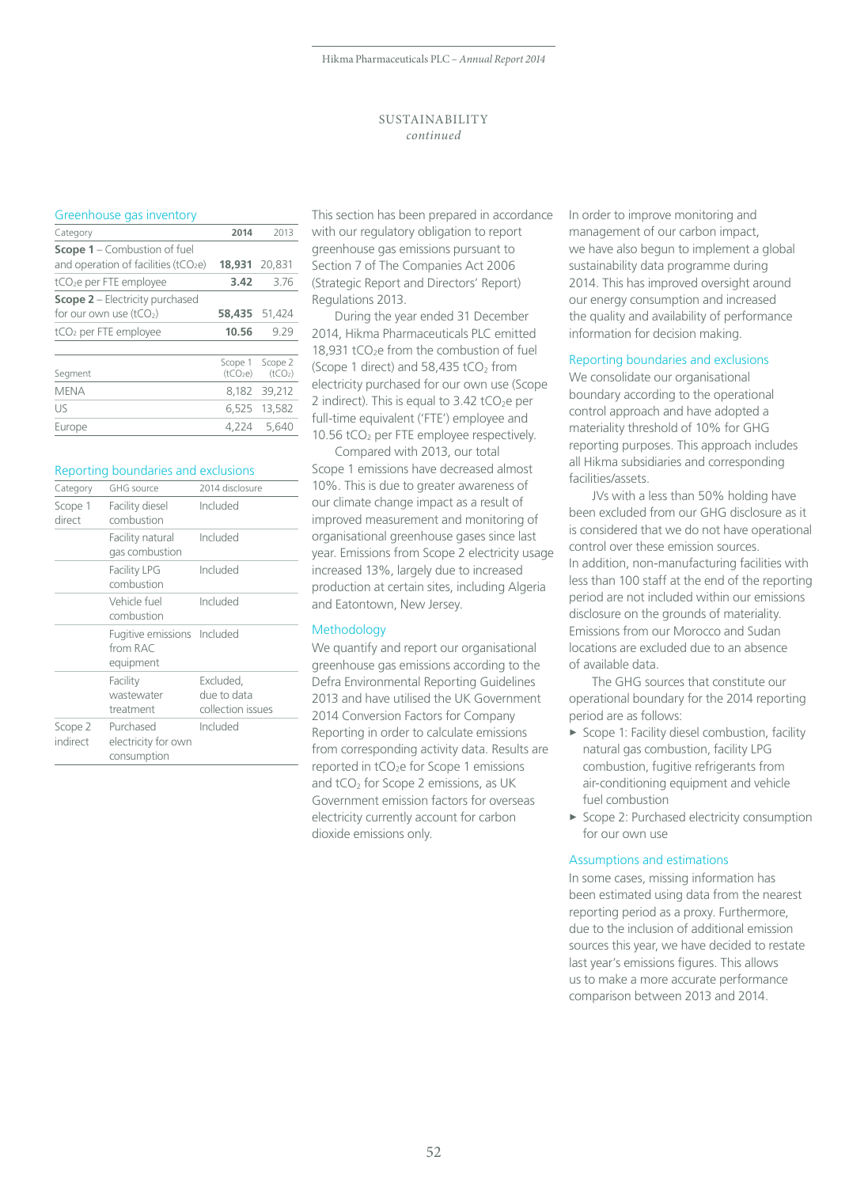## SUSTAINABILITY
*continued*

### Greenhouse gas inventory

| Category | 2014 | 2013 |
|---|---|---|
| **Scope 1** – Combustion of fuel and operation of facilities ($tCO_2e$) | **18,931** | 20,831 |
| $tCO_2e$ per FTE employee | **3.42** | 3.76 |
| **Scope 2** – Electricity purchased for our own use ($tCO_2$) | **58,435** | 51,424 |
| $tCO_2$ per FTE employee | **10.56** | 9.29 |

| Segment | Scope 1 ($tCO_2e$) | Scope 2 ($tCO_2$) |
|---|---|---|
| MENA | 8,182 | 39,212 |
| US | 6,525 | 13,582 |
| Europe | 4,224 | 5,640 |

### Reporting boundaries and exclusions

| Category | GHG source | 2014 disclosure |
|---|---|---|
| Scope 1 direct | Facility diesel combustion | Included |
| | Facility natural gas combustion | Included |
| | Facility LPG combustion | Included |
| | Vehicle fuel combustion | Included |
| | Fugitive emissions from RAC equipment | Included |
| | Facility wastewater treatment | Excluded, due to data collection issues |
| Scope 2 indirect | Purchased electricity for own consumption | Included |

This section has been prepared in accordance with our regulatory obligation to report greenhouse gas emissions pursuant to Section 7 of The Companies Act 2006 (Strategic Report and Directors' Report) Regulations 2013.

During the year ended 31 December 2014, Hikma Pharmaceuticals PLC emitted 18,931 $tCO_2e$ from the combustion of fuel (Scope 1 direct) and 58,435 $tCO_2$ from electricity purchased for our own use (Scope 2 indirect). This is equal to 3.42 $tCO_2e$ per full-time equivalent ('FTE') employee and 10.56 $tCO_2$ per FTE employee respectively.

Compared with 2013, our total Scope 1 emissions have decreased almost 10%. This is due to greater awareness of our climate change impact as a result of improved measurement and monitoring of organisational greenhouse gases since last year. Emissions from Scope 2 electricity usage increased 13%, largely due to increased production at certain sites, including Algeria and Eatontown, New Jersey.

### Methodology

We quantify and report our organisational greenhouse gas emissions according to the Defra Environmental Reporting Guidelines 2013 and have utilised the UK Government 2014 Conversion Factors for Company Reporting in order to calculate emissions from corresponding activity data. Results are reported in $tCO_2e$ for Scope 1 emissions and $tCO_2$ for Scope 2 emissions, as UK Government emission factors for overseas electricity currently account for carbon dioxide emissions only.

In order to improve monitoring and management of our carbon impact, we have also begun to implement a global sustainability data programme during 2014. This has improved oversight around our energy consumption and increased the quality and availability of performance information for decision making.

### Reporting boundaries and exclusions

We consolidate our organisational boundary according to the operational control approach and have adopted a materiality threshold of 10% for GHG reporting purposes. This approach includes all Hikma subsidiaries and corresponding facilities/assets.

JVs with a less than 50% holding have been excluded from our GHG disclosure as it is considered that we do not have operational control over these emission sources. In addition, non-manufacturing facilities with less than 100 staff at the end of the reporting period are not included within our emissions disclosure on the grounds of materiality. Emissions from our Morocco and Sudan locations are excluded due to an absence of available data.

The GHG sources that constitute our operational boundary for the 2014 reporting period are as follows:

- Scope 1: Facility diesel combustion, facility natural gas combustion, facility LPG combustion, fugitive refrigerants from air-conditioning equipment and vehicle fuel combustion
- Scope 2: Purchased electricity consumption for our own use

### Assumptions and estimations

In some cases, missing information has been estimated using data from the nearest reporting period as a proxy. Furthermore, due to the inclusion of additional emission sources this year, we have decided to restate last year's emissions figures. This allows us to make a more accurate performance comparison between 2013 and 2014.